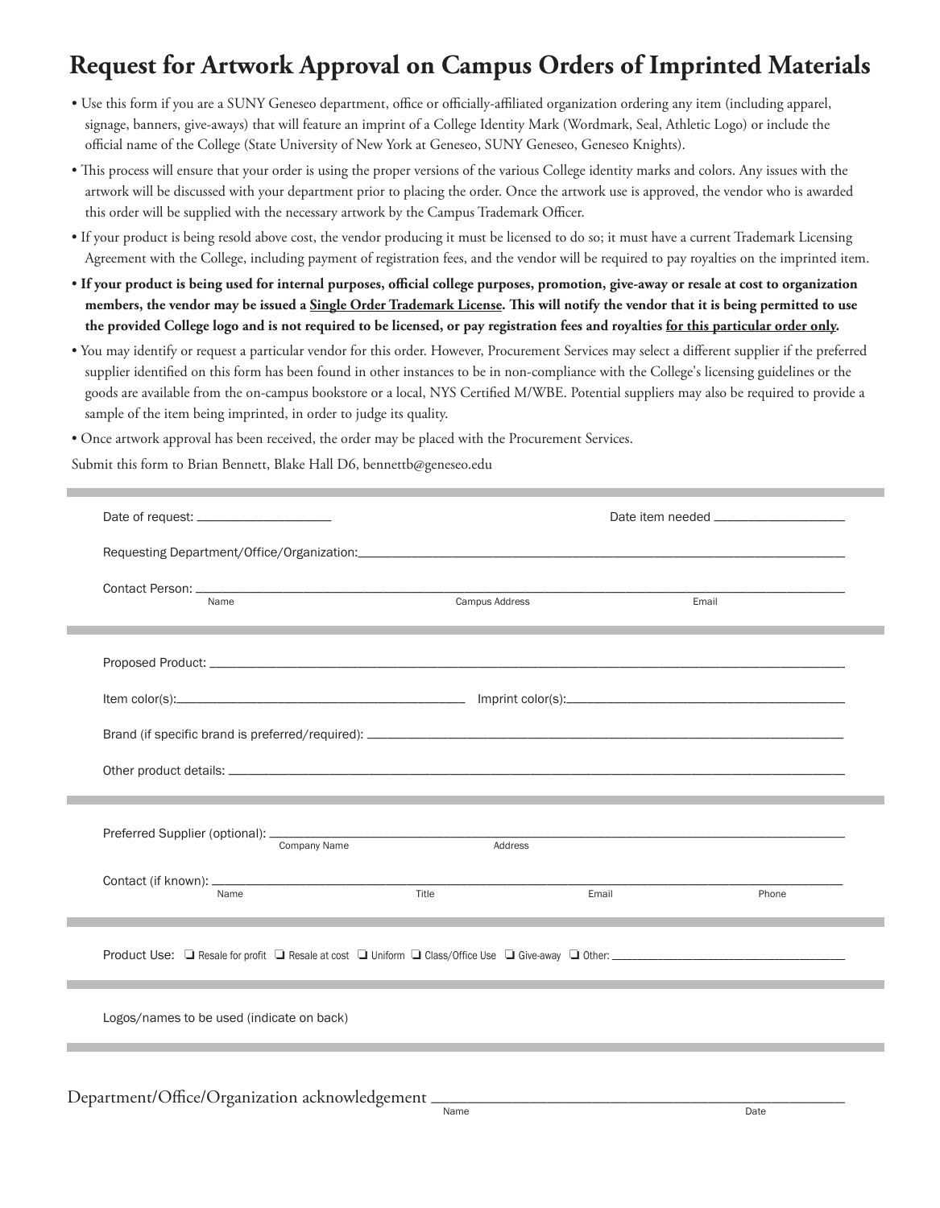# Request for Artwork Approval on Campus Orders of Imprinted Materials

- Use this form if you are a SUNY Geneseo department, office or officially-affiliated organization ordering any item (including apparel, signage, banners, give-aways) that will feature an imprint of a College Identity Mark (Wordmark, Seal, Athletic Logo) or include the official name of the College (State University of New York at Geneseo, SUNY Geneseo, Geneseo Knights).
- This process will ensure that your order is using the proper versions of the various College identity marks and colors. Any issues with the artwork will be discussed with your department prior to placing the order. Once the artwork use is approved, the vendor who is awarded this order will be supplied with the necessary artwork by the Campus Trademark Officer.
- If your product is being resold above cost, the vendor producing it must be licensed to do so; it must have a current Trademark Licensing Agreement with the College, including payment of registration fees, and the vendor will be required to pay royalties on the imprinted item.
- **If your product is being used for internal purposes, official college purposes, promotion, give-away or resale at cost to organization members, the vendor may be issued a <u>Single Order Trademark License</u>. This will notify the vendor that it is being permitted to use the provided College logo and is not required to be licensed, or pay registration fees and royalties <u>for this particular order only</u>.**
- You may identify or request a particular vendor for this order. However, Procurement Services may select a different supplier if the preferred supplier identified on this form has been found in other instances to be in non-compliance with the College's licensing guidelines or the goods are available from the on-campus bookstore or a local, NYS Certified M/WBE. Potential suppliers may also be required to provide a sample of the item being imprinted, in order to judge its quality.
- Once artwork approval has been received, the order may be placed with the Procurement Services.

Submit this form to Brian Bennett, Blake Hall D6, bennettb@geneseo.edu

---

Date of request: ____________________ Date item needed ____________________

Requesting Department/Office/Organization: ________________________________________

Contact Person: ________________________________________
Name / Campus Address / Email

---

Proposed Product: ________________________________________

Item color(s): ____________________ Imprint color(s): ____________________

Brand (if specific brand is preferred/required): ________________________________________

Other product details: ________________________________________

---

Preferred Supplier (optional): ________________________________________
Company Name / Address

Contact (if known): ________________________________________
Name / Title / Email / Phone

---

Product Use: ❏ Resale for profit ❏ Resale at cost ❏ Uniform ❏ Class/Office Use ❏ Give-away ❏ Other: ____________________

---

Logos/names to be used (indicate on back)

---

Department/Office/Organization acknowledgement ________________________________________
Name / Date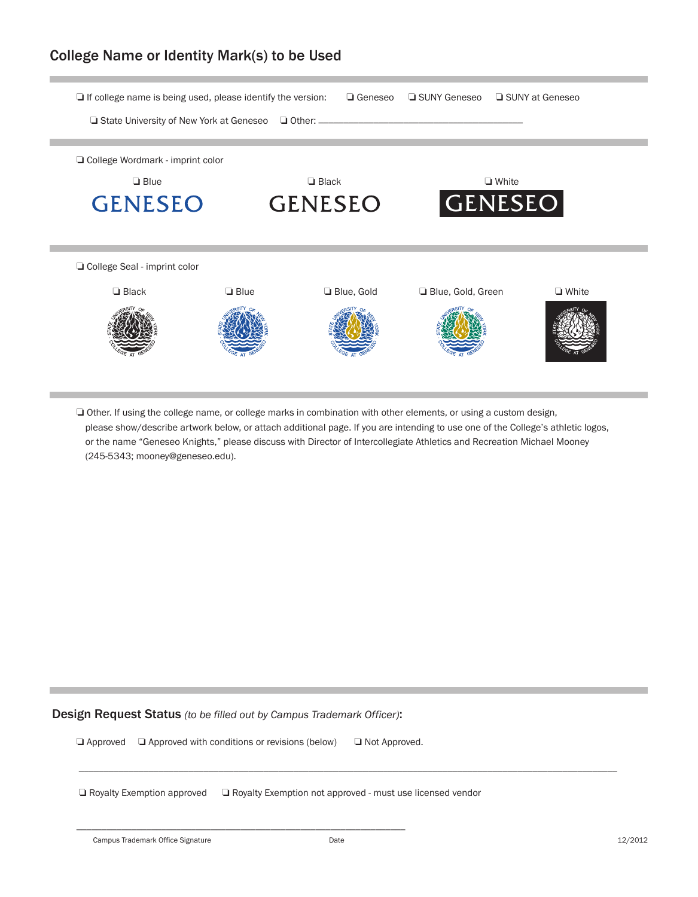## College Name or Identity Mark(s) to be Used

❑ If college name is being used, please identify the version: ❑ Geneseo ❑ SUNY Geneseo ❑ SUNY at Geneseo

❑ State University of New York at Geneseo ❑ Other: \_\_\_\_\_\_\_\_\_\_\_\_\_\_\_\_\_\_\_\_\_\_\_\_\_\_\_\_\_\_\_\_\_\_\_\_\_\_\_\_

❑ College Wordmark - imprint color

❑ Blue GENESEO ❑ Black GENESEO ❑ White GENESEO

❑ College Seal - imprint color

❑ Black ❑ Blue ❑ Blue, Gold ❑ Blue, Gold, Green ❑ White

❑ Other. If using the college name, or college marks in combination with other elements, or using a custom design, please show/describe artwork below, or attach additional page. If you are intending to use one of the College's athletic logos, or the name "Geneseo Knights," please discuss with Director of Intercollegiate Athletics and Recreation Michael Mooney (245-5343; mooney@geneseo.edu).

**Design Request Status** *(to be filled out by Campus Trademark Officer)*:

❑ Approved ❑ Approved with conditions or revisions (below) ❑ Not Approved.

\_\_\_\_\_\_\_\_\_\_\_\_\_\_\_\_\_\_\_\_\_\_\_\_\_\_\_\_\_\_\_\_\_\_\_\_\_\_\_\_\_\_\_\_\_\_\_\_\_\_\_\_\_\_\_\_\_\_\_\_\_\_\_\_\_\_\_\_\_\_\_\_\_\_\_\_\_\_

❑ Royalty Exemption approved ❑ Royalty Exemption not approved - must use licensed vendor

\_\_\_\_\_\_\_\_\_\_\_\_\_\_\_\_\_\_\_\_\_\_\_\_\_\_\_\_\_\_\_\_\_\_\_\_\_\_\_\_\_\_\_\_\_\_\_\_\_\_\_\_\_\_\_\_\_

Campus Trademark Office Signature Date

12/2012